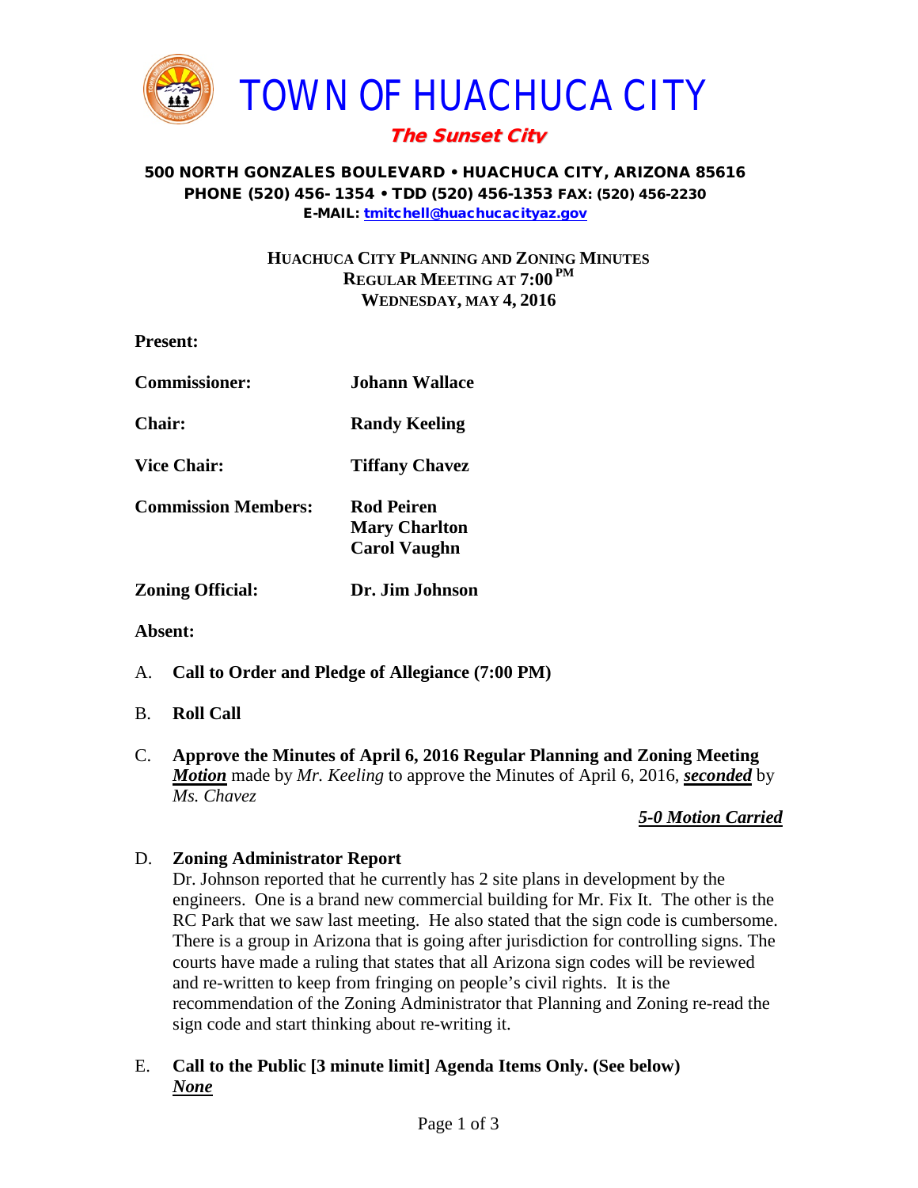# TOWN OF HUACHUCA CITY

***The Sunset City***

**500 NORTH GONZALES BOULEVARD • HUACHUCA CITY, ARIZONA 85616**
**PHONE (520) 456- 1354 • TDD (520) 456-1353 FAX: (520) 456-2230**
**E-MAIL: tmitchell@huachucacityaz.gov**

**HUACHUCA CITY PLANNING AND ZONING MINUTES**
**REGULAR MEETING AT 7:00 PM**
**WEDNESDAY, MAY 4, 2016**

**Present:**

| | |
|---|---|
| **Commissioner:** | **Johann Wallace** |
| **Chair:** | **Randy Keeling** |
| **Vice Chair:** | **Tiffany Chavez** |
| **Commission Members:** | **Rod Peiren**<br>**Mary Charlton**<br>**Carol Vaughn** |
| **Zoning Official:** | **Dr. Jim Johnson** |

**Absent:**

A. **Call to Order and Pledge of Allegiance (7:00 PM)**

B. **Roll Call**

C. **Approve the Minutes of April 6, 2016 Regular Planning and Zoning Meeting**
***Motion*** made by *Mr. Keeling* to approve the Minutes of April 6, 2016, ***seconded*** by *Ms. Chavez*

***5-0 Motion Carried***

D. **Zoning Administrator Report**
Dr. Johnson reported that he currently has 2 site plans in development by the engineers. One is a brand new commercial building for Mr. Fix It. The other is the RC Park that we saw last meeting. He also stated that the sign code is cumbersome. There is a group in Arizona that is going after jurisdiction for controlling signs. The courts have made a ruling that states that all Arizona sign codes will be reviewed and re-written to keep from fringing on people's civil rights. It is the recommendation of the Zoning Administrator that Planning and Zoning re-read the sign code and start thinking about re-writing it.

E. **Call to the Public [3 minute limit] Agenda Items Only. (See below)**
***None***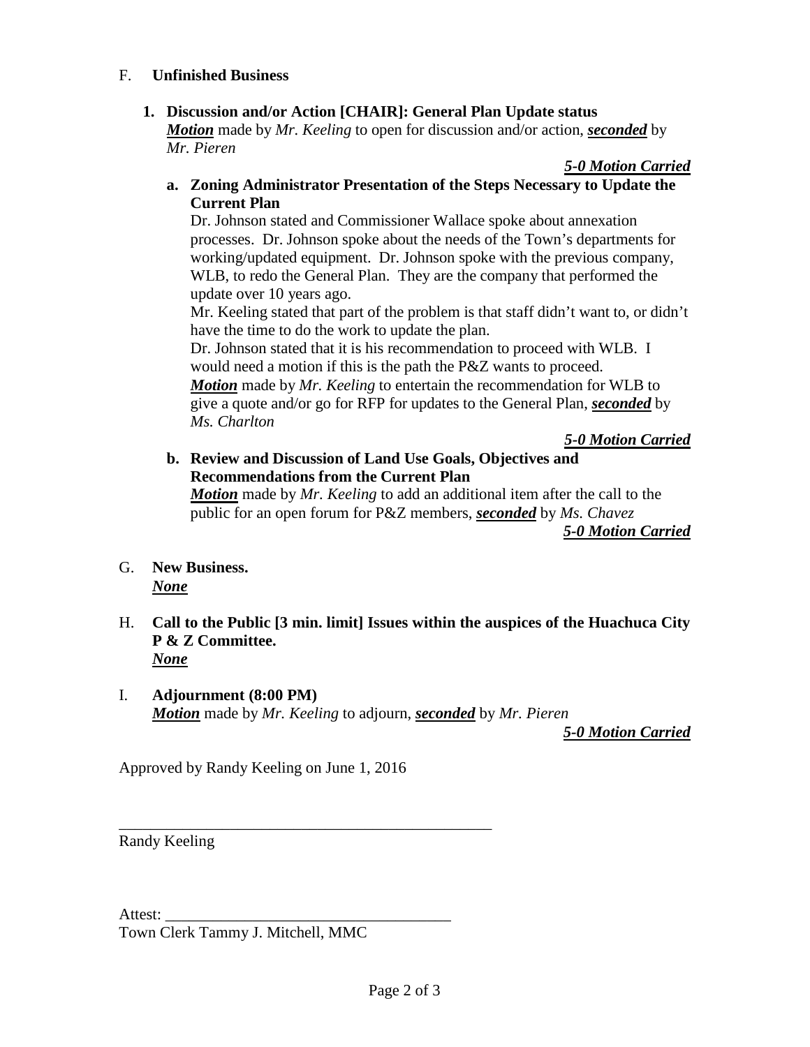F. **Unfinished Business**

1. **Discussion and/or Action [CHAIR]: General Plan Update status**
   ***Motion*** made by *Mr. Keeling* to open for discussion and/or action, ***seconded*** by *Mr. Pieren*

   ***5-0 Motion Carried***

   a. **Zoning Administrator Presentation of the Steps Necessary to Update the Current Plan**
      Dr. Johnson stated and Commissioner Wallace spoke about annexation processes. Dr. Johnson spoke about the needs of the Town's departments for working/updated equipment. Dr. Johnson spoke with the previous company, WLB, to redo the General Plan. They are the company that performed the update over 10 years ago.
      Mr. Keeling stated that part of the problem is that staff didn't want to, or didn't have the time to do the work to update the plan.
      Dr. Johnson stated that it is his recommendation to proceed with WLB. I would need a motion if this is the path the P&Z wants to proceed.
      ***Motion*** made by *Mr. Keeling* to entertain the recommendation for WLB to give a quote and/or go for RFP for updates to the General Plan, ***seconded*** by *Ms. Charlton*

      ***5-0 Motion Carried***

   b. **Review and Discussion of Land Use Goals, Objectives and Recommendations from the Current Plan**
      ***Motion*** made by *Mr. Keeling* to add an additional item after the call to the public for an open forum for P&Z members, ***seconded*** by *Ms. Chavez*

      ***5-0 Motion Carried***

G. **New Business.**
   ***None***

H. **Call to the Public [3 min. limit] Issues within the auspices of the Huachuca City P & Z Committee.**
   ***None***

I. **Adjournment (8:00 PM)**
   ***Motion*** made by *Mr. Keeling* to adjourn, ***seconded*** by *Mr. Pieren*

   ***5-0 Motion Carried***

Approved by Randy Keeling on June 1, 2016

_______________________________________________
Randy Keeling

Attest: ____________________________________
Town Clerk Tammy J. Mitchell, MMC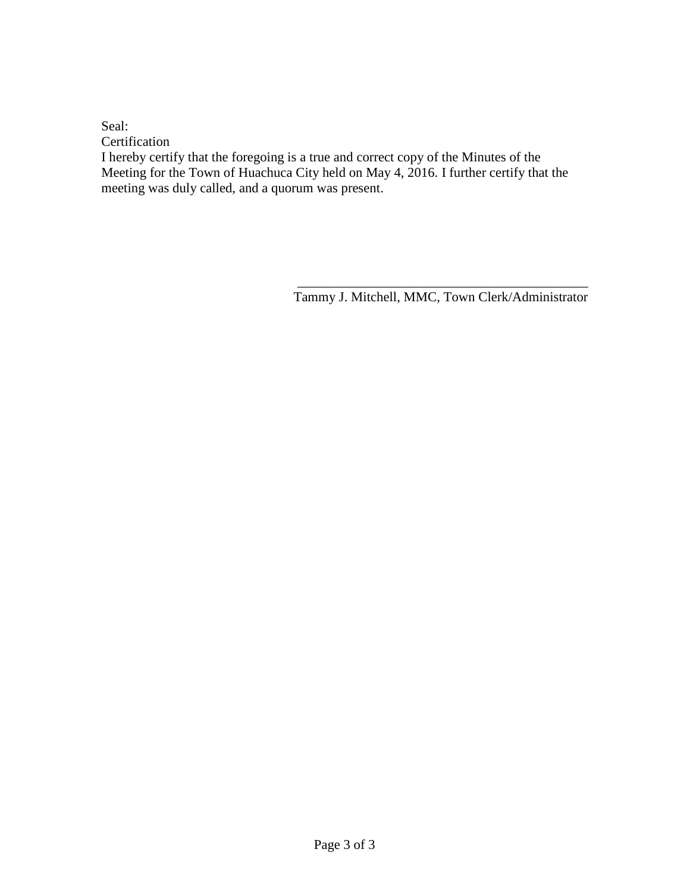Seal:

Certification

I hereby certify that the foregoing is a true and correct copy of the Minutes of the Meeting for the Town of Huachuca City held on May 4, 2016. I further certify that the meeting was duly called, and a quorum was present.

\_\_\_\_\_\_\_\_\_\_\_\_\_\_\_\_\_\_\_\_\_\_\_\_\_\_\_\_\_\_\_\_\_\_\_\_\_\_\_\_\_\_\_\_

Tammy J. Mitchell, MMC, Town Clerk/Administrator